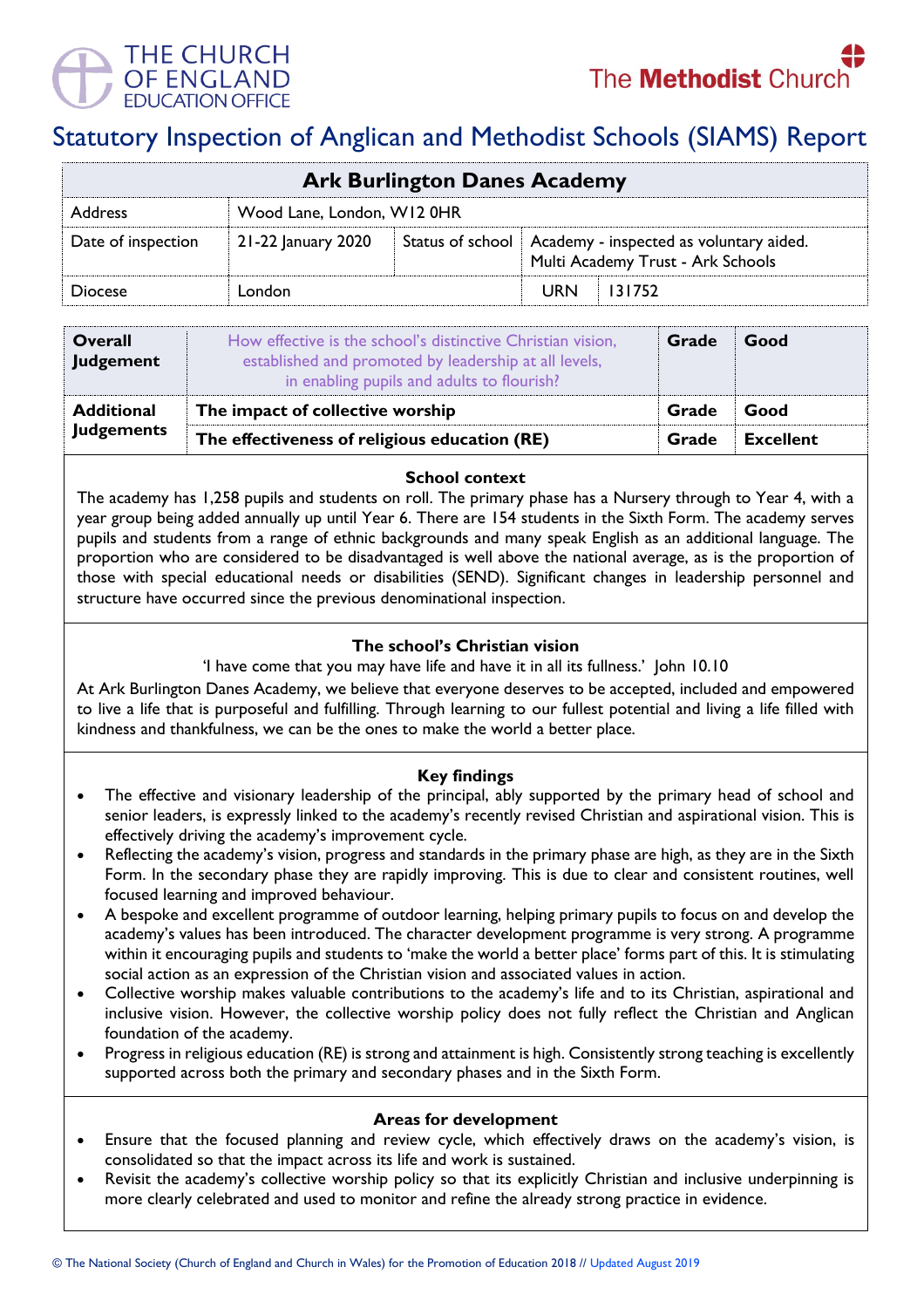THE CHURCH OF ENGLAND EDUCATION OFFICE

The Methodist Church

# Statutory Inspection of Anglican and Methodist Schools (SIAMS) Report

| Ark Burlington Danes Academy | | | | | |
|---|---|---|---|---|---|
| Address | Wood Lane, London, W12 0HR | | | | |
| Date of inspection | 21-22 January 2020 | Status of school | Academy - inspected as voluntary aided. Multi Academy Trust - Ark Schools | | |
| Diocese | London | | URN | 131752 | |

| | | | |
|---|---|---|---|
| **Overall Judgement** | How effective is the school's distinctive Christian vision, established and promoted by leadership at all levels, in enabling pupils and adults to flourish? | **Grade** | **Good** |
| **Additional Judgements** | **The impact of collective worship** | **Grade** | **Good** |
| | **The effectiveness of religious education (RE)** | **Grade** | **Excellent** |

## School context

The academy has 1,258 pupils and students on roll. The primary phase has a Nursery through to Year 4, with a year group being added annually up until Year 6. There are 154 students in the Sixth Form. The academy serves pupils and students from a range of ethnic backgrounds and many speak English as an additional language. The proportion who are considered to be disadvantaged is well above the national average, as is the proportion of those with special educational needs or disabilities (SEND). Significant changes in leadership personnel and structure have occurred since the previous denominational inspection.

## The school's Christian vision

'I have come that you may have life and have it in all its fullness.' John 10.10

At Ark Burlington Danes Academy, we believe that everyone deserves to be accepted, included and empowered to live a life that is purposeful and fulfilling. Through learning to our fullest potential and living a life filled with kindness and thankfulness, we can be the ones to make the world a better place.

## Key findings

- The effective and visionary leadership of the principal, ably supported by the primary head of school and senior leaders, is expressly linked to the academy's recently revised Christian and aspirational vision. This is effectively driving the academy's improvement cycle.
- Reflecting the academy's vision, progress and standards in the primary phase are high, as they are in the Sixth Form. In the secondary phase they are rapidly improving. This is due to clear and consistent routines, well focused learning and improved behaviour.
- A bespoke and excellent programme of outdoor learning, helping primary pupils to focus on and develop the academy's values has been introduced. The character development programme is very strong. A programme within it encouraging pupils and students to 'make the world a better place' forms part of this. It is stimulating social action as an expression of the Christian vision and associated values in action.
- Collective worship makes valuable contributions to the academy's life and to its Christian, aspirational and inclusive vision. However, the collective worship policy does not fully reflect the Christian and Anglican foundation of the academy.
- Progress in religious education (RE) is strong and attainment is high. Consistently strong teaching is excellently supported across both the primary and secondary phases and in the Sixth Form.

## Areas for development

- Ensure that the focused planning and review cycle, which effectively draws on the academy's vision, is consolidated so that the impact across its life and work is sustained.
- Revisit the academy's collective worship policy so that its explicitly Christian and inclusive underpinning is more clearly celebrated and used to monitor and refine the already strong practice in evidence.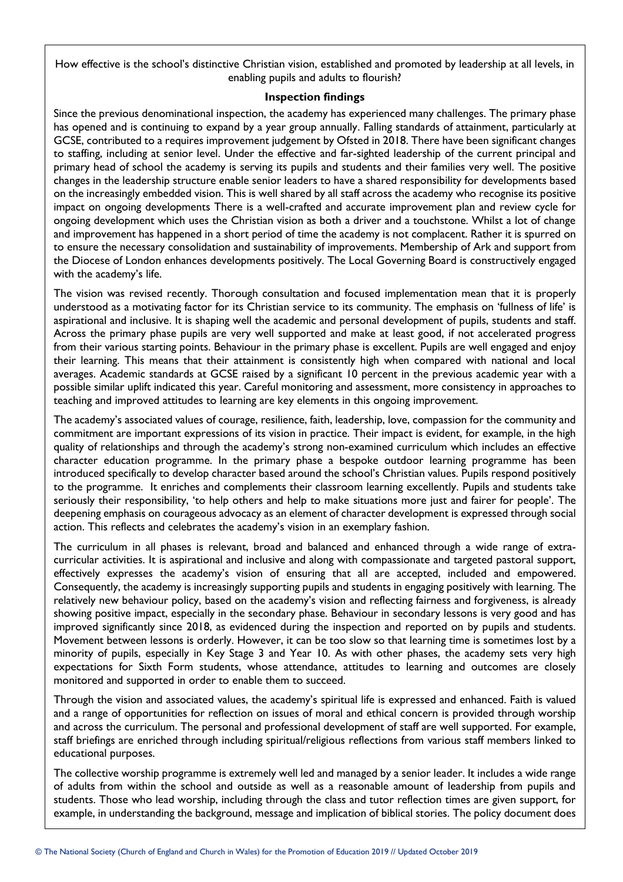How effective is the school's distinctive Christian vision, established and promoted by leadership at all levels, in enabling pupils and adults to flourish?

**Inspection findings**

Since the previous denominational inspection, the academy has experienced many challenges. The primary phase has opened and is continuing to expand by a year group annually. Falling standards of attainment, particularly at GCSE, contributed to a requires improvement judgement by Ofsted in 2018. There have been significant changes to staffing, including at senior level. Under the effective and far-sighted leadership of the current principal and primary head of school the academy is serving its pupils and students and their families very well. The positive changes in the leadership structure enable senior leaders to have a shared responsibility for developments based on the increasingly embedded vision. This is well shared by all staff across the academy who recognise its positive impact on ongoing developments There is a well-crafted and accurate improvement plan and review cycle for ongoing development which uses the Christian vision as both a driver and a touchstone. Whilst a lot of change and improvement has happened in a short period of time the academy is not complacent. Rather it is spurred on to ensure the necessary consolidation and sustainability of improvements. Membership of Ark and support from the Diocese of London enhances developments positively. The Local Governing Board is constructively engaged with the academy's life.

The vision was revised recently. Thorough consultation and focused implementation mean that it is properly understood as a motivating factor for its Christian service to its community. The emphasis on 'fullness of life' is aspirational and inclusive. It is shaping well the academic and personal development of pupils, students and staff. Across the primary phase pupils are very well supported and make at least good, if not accelerated progress from their various starting points. Behaviour in the primary phase is excellent. Pupils are well engaged and enjoy their learning. This means that their attainment is consistently high when compared with national and local averages. Academic standards at GCSE raised by a significant 10 percent in the previous academic year with a possible similar uplift indicated this year. Careful monitoring and assessment, more consistency in approaches to teaching and improved attitudes to learning are key elements in this ongoing improvement.

The academy's associated values of courage, resilience, faith, leadership, love, compassion for the community and commitment are important expressions of its vision in practice. Their impact is evident, for example, in the high quality of relationships and through the academy's strong non-examined curriculum which includes an effective character education programme. In the primary phase a bespoke outdoor learning programme has been introduced specifically to develop character based around the school's Christian values. Pupils respond positively to the programme. It enriches and complements their classroom learning excellently. Pupils and students take seriously their responsibility, 'to help others and help to make situations more just and fairer for people'. The deepening emphasis on courageous advocacy as an element of character development is expressed through social action. This reflects and celebrates the academy's vision in an exemplary fashion.

The curriculum in all phases is relevant, broad and balanced and enhanced through a wide range of extra-curricular activities. It is aspirational and inclusive and along with compassionate and targeted pastoral support, effectively expresses the academy's vision of ensuring that all are accepted, included and empowered. Consequently, the academy is increasingly supporting pupils and students in engaging positively with learning. The relatively new behaviour policy, based on the academy's vision and reflecting fairness and forgiveness, is already showing positive impact, especially in the secondary phase. Behaviour in secondary lessons is very good and has improved significantly since 2018, as evidenced during the inspection and reported on by pupils and students. Movement between lessons is orderly. However, it can be too slow so that learning time is sometimes lost by a minority of pupils, especially in Key Stage 3 and Year 10. As with other phases, the academy sets very high expectations for Sixth Form students, whose attendance, attitudes to learning and outcomes are closely monitored and supported in order to enable them to succeed.

Through the vision and associated values, the academy's spiritual life is expressed and enhanced. Faith is valued and a range of opportunities for reflection on issues of moral and ethical concern is provided through worship and across the curriculum. The personal and professional development of staff are well supported. For example, staff briefings are enriched through including spiritual/religious reflections from various staff members linked to educational purposes.

The collective worship programme is extremely well led and managed by a senior leader. It includes a wide range of adults from within the school and outside as well as a reasonable amount of leadership from pupils and students. Those who lead worship, including through the class and tutor reflection times are given support, for example, in understanding the background, message and implication of biblical stories. The policy document does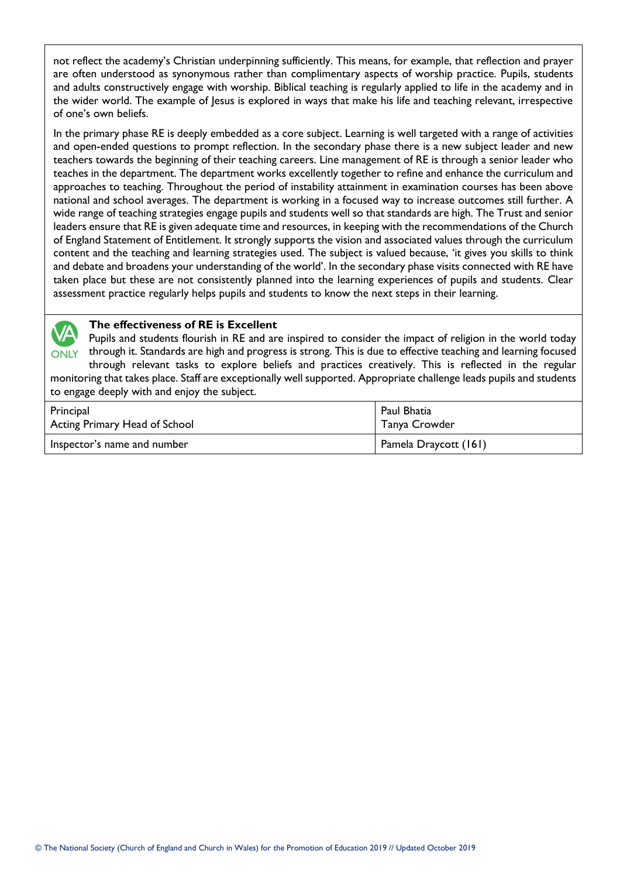not reflect the academy's Christian underpinning sufficiently. This means, for example, that reflection and prayer are often understood as synonymous rather than complimentary aspects of worship practice. Pupils, students and adults constructively engage with worship. Biblical teaching is regularly applied to life in the academy and in the wider world. The example of Jesus is explored in ways that make his life and teaching relevant, irrespective of one's own beliefs.

In the primary phase RE is deeply embedded as a core subject. Learning is well targeted with a range of activities and open-ended questions to prompt reflection. In the secondary phase there is a new subject leader and new teachers towards the beginning of their teaching careers. Line management of RE is through a senior leader who teaches in the department. The department works excellently together to refine and enhance the curriculum and approaches to teaching. Throughout the period of instability attainment in examination courses has been above national and school averages. The department is working in a focused way to increase outcomes still further. A wide range of teaching strategies engage pupils and students well so that standards are high. The Trust and senior leaders ensure that RE is given adequate time and resources, in keeping with the recommendations of the Church of England Statement of Entitlement. It strongly supports the vision and associated values through the curriculum content and the teaching and learning strategies used. The subject is valued because, 'it gives you skills to think and debate and broadens your understanding of the world'. In the secondary phase visits connected with RE have taken place but these are not consistently planned into the learning experiences of pupils and students. Clear assessment practice regularly helps pupils and students to know the next steps in their learning.

VA ONLY

**The effectiveness of RE is Excellent**

Pupils and students flourish in RE and are inspired to consider the impact of religion in the world today through it. Standards are high and progress is strong. This is due to effective teaching and learning focused through relevant tasks to explore beliefs and practices creatively. This is reflected in the regular monitoring that takes place. Staff are exceptionally well supported. Appropriate challenge leads pupils and students to engage deeply with and enjoy the subject.

| | |
|---|---|
| Principal<br>Acting Primary Head of School | Paul Bhatia<br>Tanya Crowder |
| Inspector's name and number | Pamela Draycott (161) |